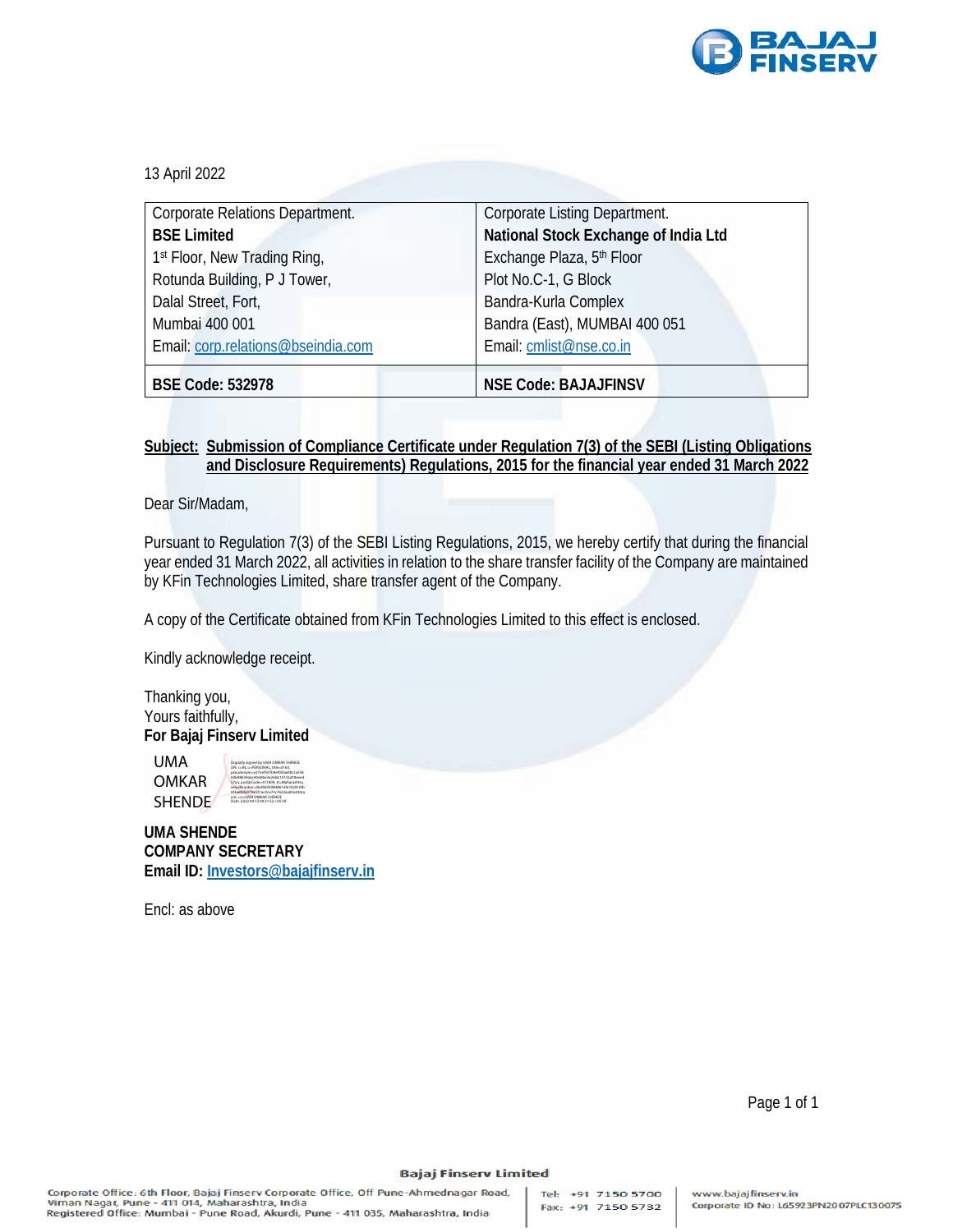13 April 2022

| Corporate Relations Department.<br>**BSE Limited**<br>1st Floor, New Trading Ring,<br>Rotunda Building, P J Tower,<br>Dalal Street, Fort,<br>Mumbai 400 001<br>Email: corp.relations@bseindia.com | Corporate Listing Department.<br>**National Stock Exchange of India Ltd**<br>Exchange Plaza, 5th Floor<br>Plot No.C-1, G Block<br>Bandra-Kurla Complex<br>Bandra (East), MUMBAI 400 051<br>Email: cmlist@nse.co.in |
|---|---|
| **BSE Code: 532978** | **NSE Code: BAJAJFINSV** |

**Subject: Submission of Compliance Certificate under Regulation 7(3) of the SEBI (Listing Obligations and Disclosure Requirements) Regulations, 2015 for the financial year ended 31 March 2022**

Dear Sir/Madam,

Pursuant to Regulation 7(3) of the SEBI Listing Regulations, 2015, we hereby certify that during the financial year ended 31 March 2022, all activities in relation to the share transfer facility of the Company are maintained by KFin Technologies Limited, share transfer agent of the Company.

A copy of the Certificate obtained from KFin Technologies Limited to this effect is enclosed.

Kindly acknowledge receipt.

Thanking you,
Yours faithfully,
**For Bajaj Finserv Limited**

UMA OMKAR SHENDE (Digitally signed by UMA OMKAR SHENDE, Date: 2022.04.13)

**UMA SHENDE**
**COMPANY SECRETARY**
**Email ID: Investors@bajajfinserv.in**

Encl: as above

**Bajaj Finserv Limited**

Corporate Office: 6th Floor, Bajaj Finserv Corporate Office, Off Pune-Ahmednagar Road, Viman Nagar, Pune - 411 014, Maharashtra, India
Registered Office: Mumbai - Pune Road, Akurdi, Pune - 411 035, Maharashtra, India

Tel: +91 7150 5700
Fax: +91 7150 5732

www.bajajfinserv.in
Corporate ID No: L65923PN2007PLC130075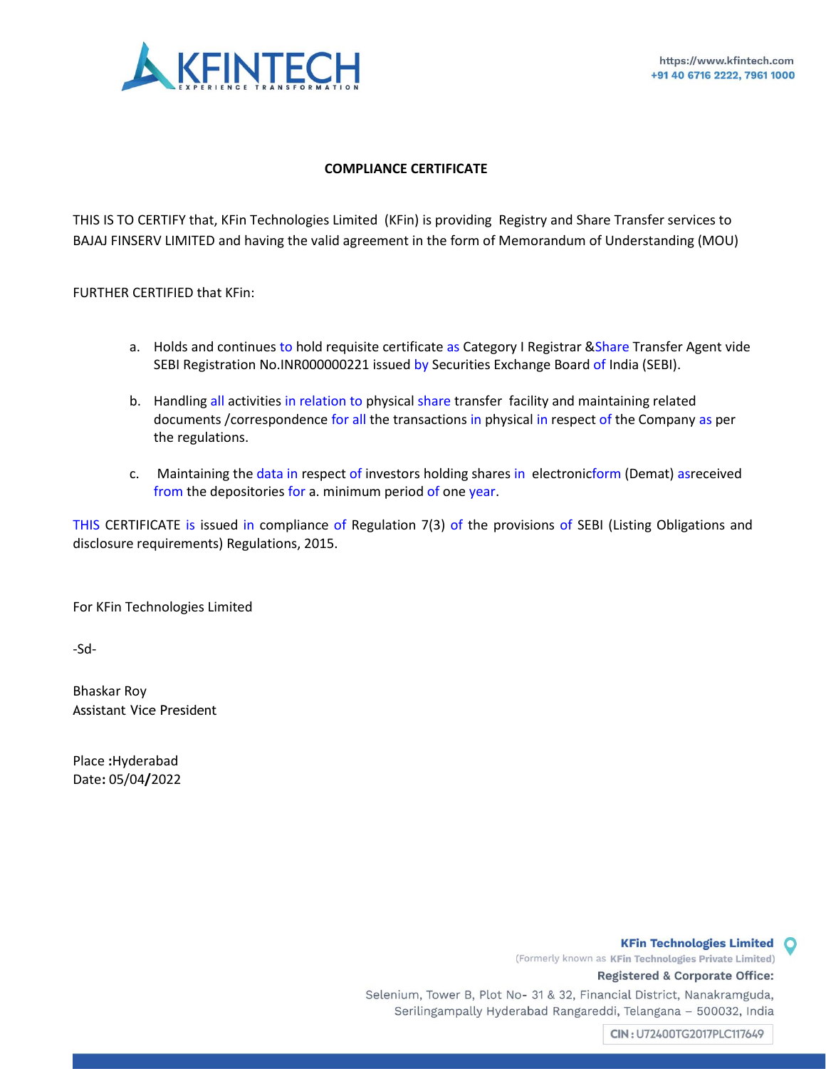## COMPLIANCE CERTIFICATE

THIS IS TO CERTIFY that, KFin Technologies Limited (KFin) is providing Registry and Share Transfer services to BAJAJ FINSERV LIMITED and having the valid agreement in the form of Memorandum of Understanding (MOU)

FURTHER CERTIFIED that KFin:

a. Holds and continues to hold requisite certificate as Category I Registrar &Share Transfer Agent vide SEBI Registration No.INR000000221 issued by Securities Exchange Board of India (SEBI).

b. Handling all activities in relation to physical share transfer facility and maintaining related documents /correspondence for all the transactions in physical in respect of the Company as per the regulations.

c. Maintaining the data in respect of investors holding shares in electronicform (Demat) asreceived from the depositories for a. minimum period of one year.

THIS CERTIFICATE is issued in compliance of Regulation 7(3) of the provisions of SEBI (Listing Obligations and disclosure requirements) Regulations, 2015.

For KFin Technologies Limited

-Sd-

Bhaskar Roy
Assistant Vice President

Place :Hyderabad
Date: 05/04/2022

**KFin Technologies Limited**
(Formerly known as KFin Technologies Private Limited)
**Registered & Corporate Office:**
Selenium, Tower B, Plot No- 31 & 32, Financial District, Nanakramguda, Serilingampally Hyderabad Rangareddi, Telangana – 500032, India
CIN : U72400TG2017PLC117649